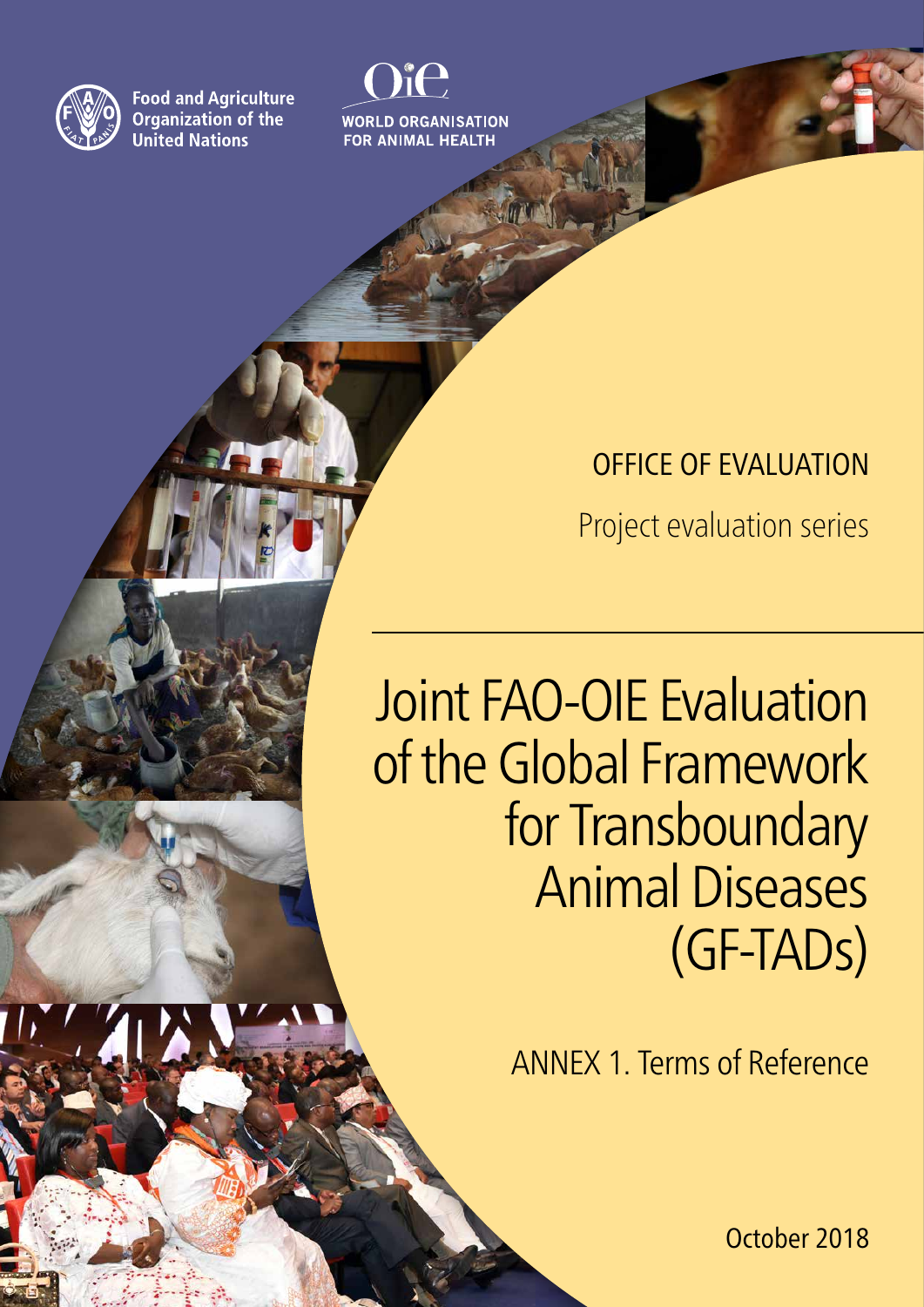Food and Agriculture Organization of the United Nations

WORLD ORGANISATION FOR ANIMAL HEALTH

OFFICE OF EVALUATION

Project evaluation series

# Joint FAO-OIE Evaluation of the Global Framework for Transboundary Animal Diseases (GF-TADs)

ANNEX 1. Terms of Reference

October 2018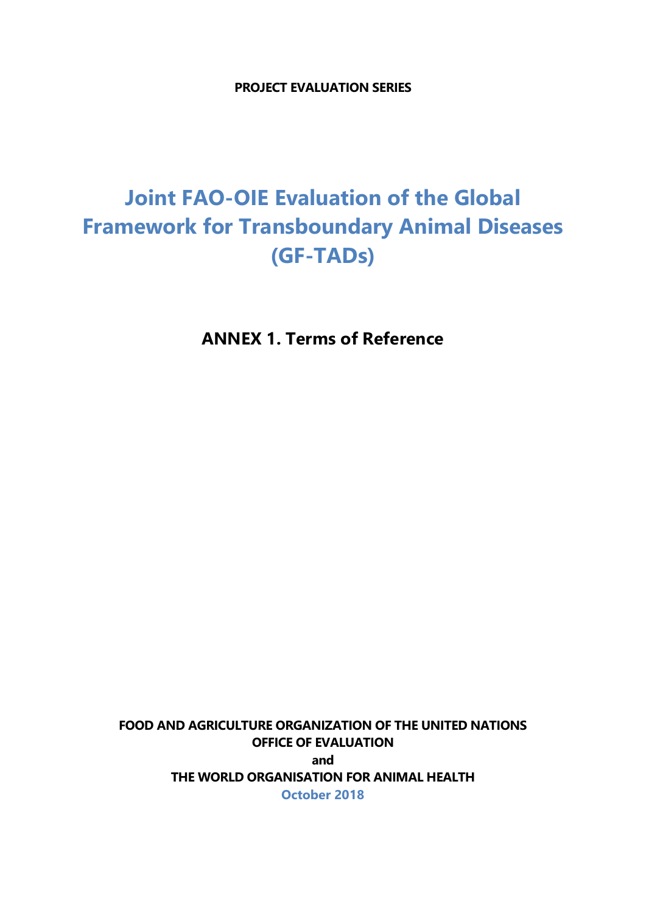**PROJECT EVALUATION SERIES**

# Joint FAO-OIE Evaluation of the Global Framework for Transboundary Animal Diseases (GF-TADs)

## ANNEX 1. Terms of Reference

**FOOD AND AGRICULTURE ORGANIZATION OF THE UNITED NATIONS**
**OFFICE OF EVALUATION**
**and**
**THE WORLD ORGANISATION FOR ANIMAL HEALTH**
**October 2018**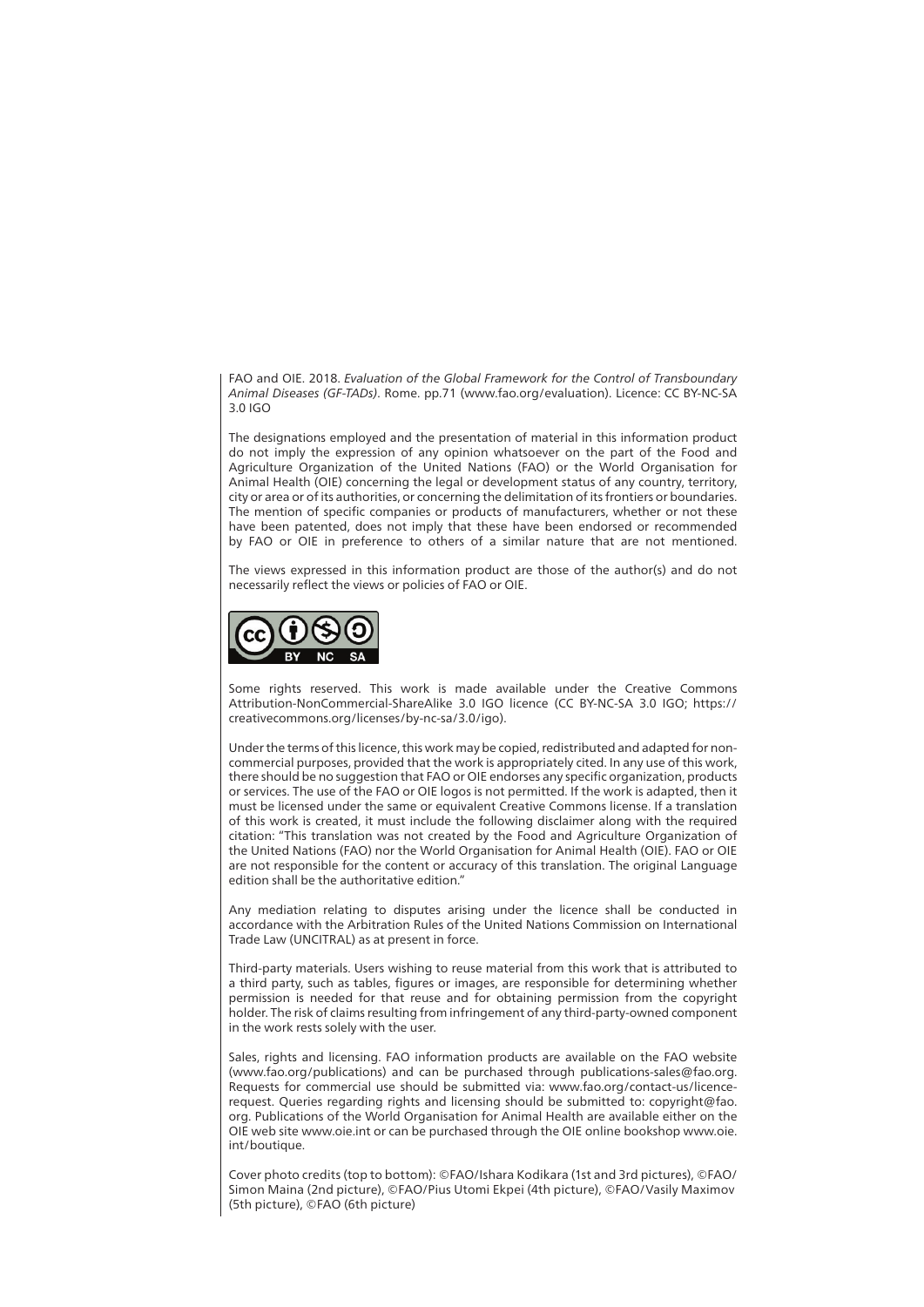FAO and OIE. 2018. *Evaluation of the Global Framework for the Control of Transboundary Animal Diseases (GF-TADs)*. Rome. pp.71 (www.fao.org/evaluation). Licence: CC BY-NC-SA 3.0 IGO

The designations employed and the presentation of material in this information product do not imply the expression of any opinion whatsoever on the part of the Food and Agriculture Organization of the United Nations (FAO) or the World Organisation for Animal Health (OIE) concerning the legal or development status of any country, territory, city or area or of its authorities, or concerning the delimitation of its frontiers or boundaries. The mention of specific companies or products of manufacturers, whether or not these have been patented, does not imply that these have been endorsed or recommended by FAO or OIE in preference to others of a similar nature that are not mentioned.

The views expressed in this information product are those of the author(s) and do not necessarily reflect the views or policies of FAO or OIE.

Some rights reserved. This work is made available under the Creative Commons Attribution-NonCommercial-ShareAlike 3.0 IGO licence (CC BY-NC-SA 3.0 IGO; https://creativecommons.org/licenses/by-nc-sa/3.0/igo).

Under the terms of this licence, this work may be copied, redistributed and adapted for non-commercial purposes, provided that the work is appropriately cited. In any use of this work, there should be no suggestion that FAO or OIE endorses any specific organization, products or services. The use of the FAO or OIE logos is not permitted. If the work is adapted, then it must be licensed under the same or equivalent Creative Commons license. If a translation of this work is created, it must include the following disclaimer along with the required citation: "This translation was not created by the Food and Agriculture Organization of the United Nations (FAO) nor the World Organisation for Animal Health (OIE). FAO or OIE are not responsible for the content or accuracy of this translation. The original Language edition shall be the authoritative edition."

Any mediation relating to disputes arising under the licence shall be conducted in accordance with the Arbitration Rules of the United Nations Commission on International Trade Law (UNCITRAL) as at present in force.

Third-party materials. Users wishing to reuse material from this work that is attributed to a third party, such as tables, figures or images, are responsible for determining whether permission is needed for that reuse and for obtaining permission from the copyright holder. The risk of claims resulting from infringement of any third-party-owned component in the work rests solely with the user.

Sales, rights and licensing. FAO information products are available on the FAO website (www.fao.org/publications) and can be purchased through publications-sales@fao.org. Requests for commercial use should be submitted via: www.fao.org/contact-us/licence-request. Queries regarding rights and licensing should be submitted to: copyright@fao.org. Publications of the World Organisation for Animal Health are available either on the OIE web site www.oie.int or can be purchased through the OIE online bookshop www.oie.int/boutique.

Cover photo credits (top to bottom): ©FAO/Ishara Kodikara (1st and 3rd pictures), ©FAO/Simon Maina (2nd picture), ©FAO/Pius Utomi Ekpei (4th picture), ©FAO/Vasily Maximov (5th picture), ©FAO (6th picture)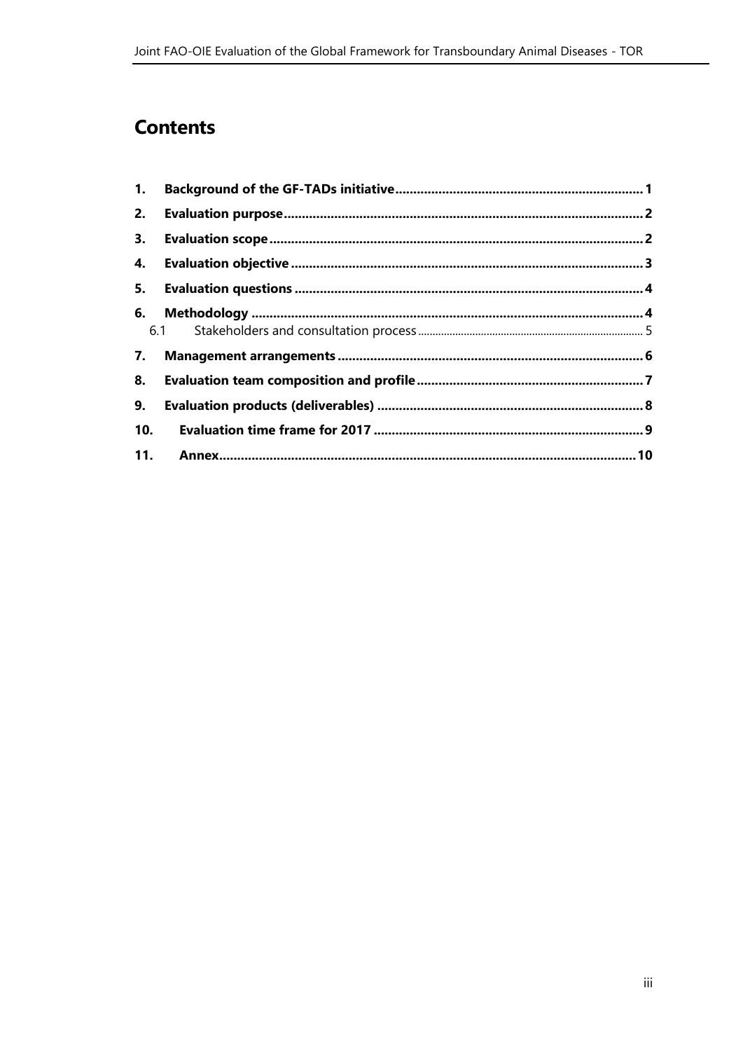# Contents

| | | |
|---|---|---|
| **1.** | **Background of the GF-TADs initiative** | **1** |
| **2.** | **Evaluation purpose** | **2** |
| **3.** | **Evaluation scope** | **2** |
| **4.** | **Evaluation objective** | **3** |
| **5.** | **Evaluation questions** | **4** |
| **6.** | **Methodology** | **4** |
| 6.1 | Stakeholders and consultation process | 5 |
| **7.** | **Management arrangements** | **6** |
| **8.** | **Evaluation team composition and profile** | **7** |
| **9.** | **Evaluation products (deliverables)** | **8** |
| **10.** | **Evaluation time frame for 2017** | **9** |
| **11.** | **Annex** | **10** |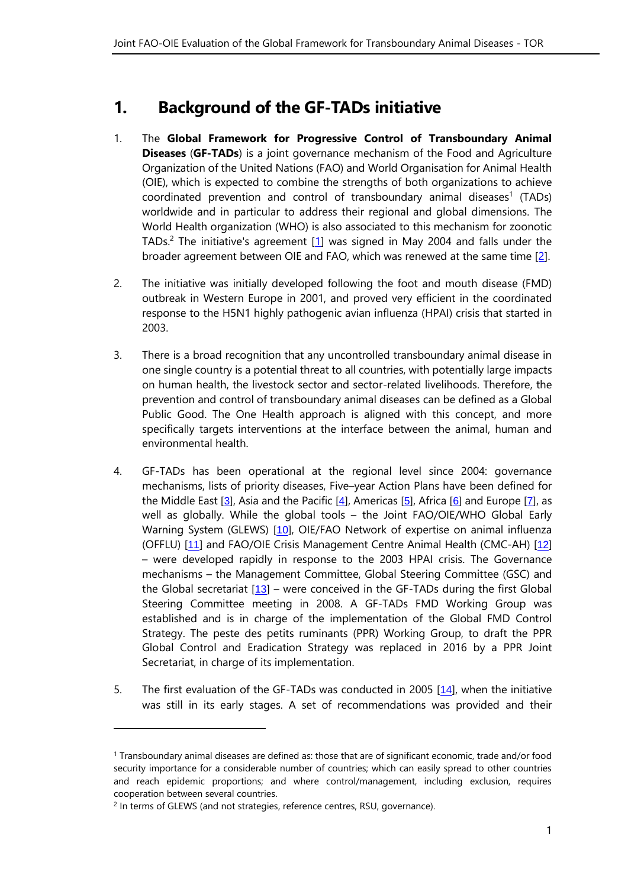# 1. Background of the GF-TADs initiative

1. The **Global Framework for Progressive Control of Transboundary Animal Diseases** (**GF-TADs**) is a joint governance mechanism of the Food and Agriculture Organization of the United Nations (FAO) and World Organisation for Animal Health (OIE), which is expected to combine the strengths of both organizations to achieve coordinated prevention and control of transboundary animal diseases[1] (TADs) worldwide and in particular to address their regional and global dimensions. The World Health organization (WHO) is also associated to this mechanism for zoonotic TADs.[2] The initiative's agreement [1] was signed in May 2004 and falls under the broader agreement between OIE and FAO, which was renewed at the same time [2].

2. The initiative was initially developed following the foot and mouth disease (FMD) outbreak in Western Europe in 2001, and proved very efficient in the coordinated response to the H5N1 highly pathogenic avian influenza (HPAI) crisis that started in 2003.

3. There is a broad recognition that any uncontrolled transboundary animal disease in one single country is a potential threat to all countries, with potentially large impacts on human health, the livestock sector and sector-related livelihoods. Therefore, the prevention and control of transboundary animal diseases can be defined as a Global Public Good. The One Health approach is aligned with this concept, and more specifically targets interventions at the interface between the animal, human and environmental health.

4. GF-TADs has been operational at the regional level since 2004: governance mechanisms, lists of priority diseases, Five–year Action Plans have been defined for the Middle East [3], Asia and the Pacific [4], Americas [5], Africa [6] and Europe [7], as well as globally. While the global tools – the Joint FAO/OIE/WHO Global Early Warning System (GLEWS) [10], OIE/FAO Network of expertise on animal influenza (OFFLU) [11] and FAO/OIE Crisis Management Centre Animal Health (CMC-AH) [12] – were developed rapidly in response to the 2003 HPAI crisis. The Governance mechanisms – the Management Committee, Global Steering Committee (GSC) and the Global secretariat [13] – were conceived in the GF-TADs during the first Global Steering Committee meeting in 2008. A GF-TADs FMD Working Group was established and is in charge of the implementation of the Global FMD Control Strategy. The peste des petits ruminants (PPR) Working Group, to draft the PPR Global Control and Eradication Strategy was replaced in 2016 by a PPR Joint Secretariat, in charge of its implementation.

5. The first evaluation of the GF-TADs was conducted in 2005 [14], when the initiative was still in its early stages. A set of recommendations was provided and their

---

[1] Transboundary animal diseases are defined as: those that are of significant economic, trade and/or food security importance for a considerable number of countries; which can easily spread to other countries and reach epidemic proportions; and where control/management, including exclusion, requires cooperation between several countries.

[2] In terms of GLEWS (and not strategies, reference centres, RSU, governance).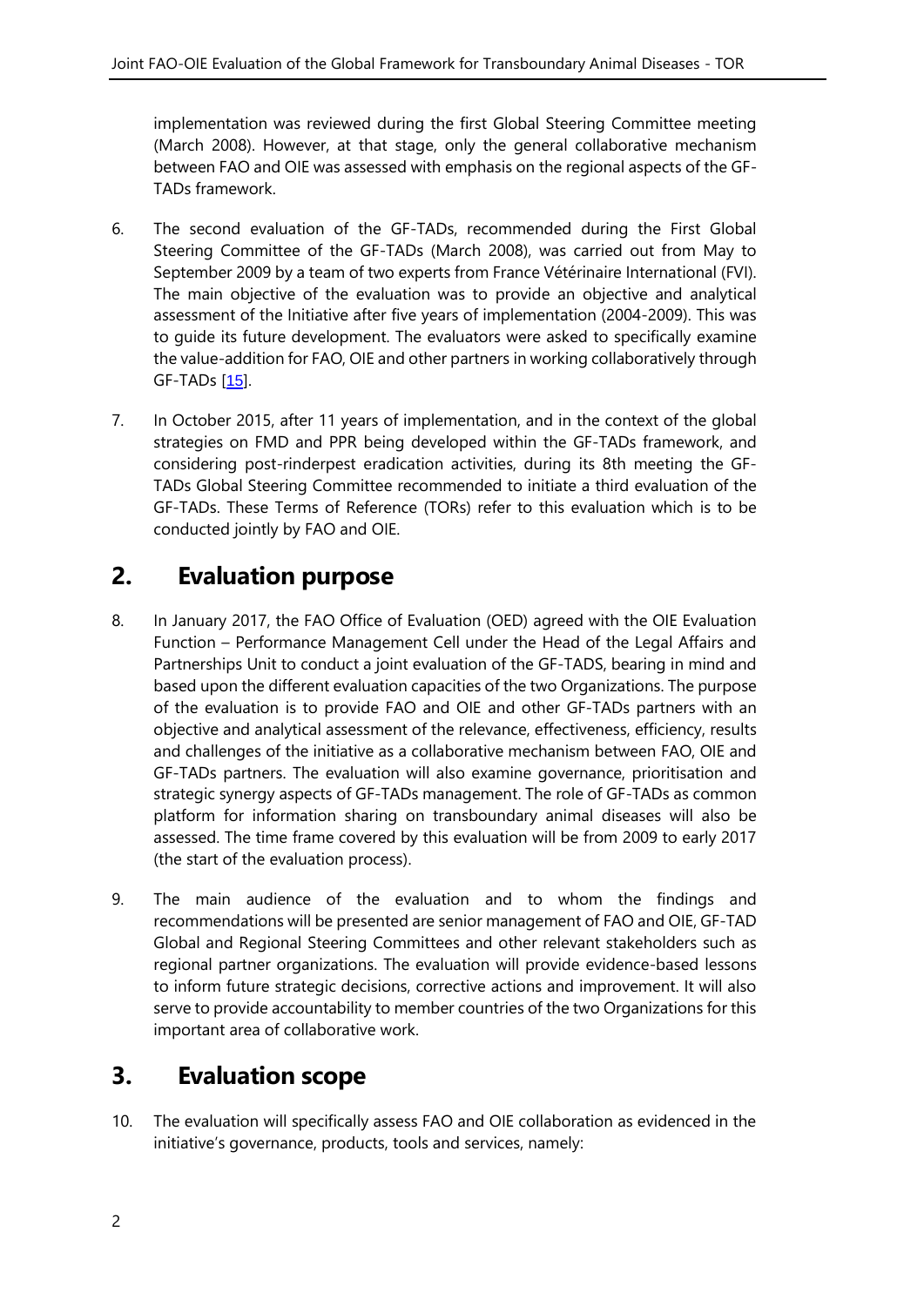implementation was reviewed during the first Global Steering Committee meeting (March 2008). However, at that stage, only the general collaborative mechanism between FAO and OIE was assessed with emphasis on the regional aspects of the GF-TADs framework.

6. The second evaluation of the GF-TADs, recommended during the First Global Steering Committee of the GF-TADs (March 2008), was carried out from May to September 2009 by a team of two experts from France Vétérinaire International (FVI). The main objective of the evaluation was to provide an objective and analytical assessment of the Initiative after five years of implementation (2004-2009). This was to guide its future development. The evaluators were asked to specifically examine the value-addition for FAO, OIE and other partners in working collaboratively through GF-TADs [15].

7. In October 2015, after 11 years of implementation, and in the context of the global strategies on FMD and PPR being developed within the GF-TADs framework, and considering post-rinderpest eradication activities, during its 8th meeting the GF-TADs Global Steering Committee recommended to initiate a third evaluation of the GF-TADs. These Terms of Reference (TORs) refer to this evaluation which is to be conducted jointly by FAO and OIE.

## 2. Evaluation purpose

8. In January 2017, the FAO Office of Evaluation (OED) agreed with the OIE Evaluation Function – Performance Management Cell under the Head of the Legal Affairs and Partnerships Unit to conduct a joint evaluation of the GF-TADS, bearing in mind and based upon the different evaluation capacities of the two Organizations. The purpose of the evaluation is to provide FAO and OIE and other GF-TADs partners with an objective and analytical assessment of the relevance, effectiveness, efficiency, results and challenges of the initiative as a collaborative mechanism between FAO, OIE and GF-TADs partners. The evaluation will also examine governance, prioritisation and strategic synergy aspects of GF-TADs management. The role of GF-TADs as common platform for information sharing on transboundary animal diseases will also be assessed. The time frame covered by this evaluation will be from 2009 to early 2017 (the start of the evaluation process).

9. The main audience of the evaluation and to whom the findings and recommendations will be presented are senior management of FAO and OIE, GF-TAD Global and Regional Steering Committees and other relevant stakeholders such as regional partner organizations. The evaluation will provide evidence-based lessons to inform future strategic decisions, corrective actions and improvement. It will also serve to provide accountability to member countries of the two Organizations for this important area of collaborative work.

## 3. Evaluation scope

10. The evaluation will specifically assess FAO and OIE collaboration as evidenced in the initiative's governance, products, tools and services, namely: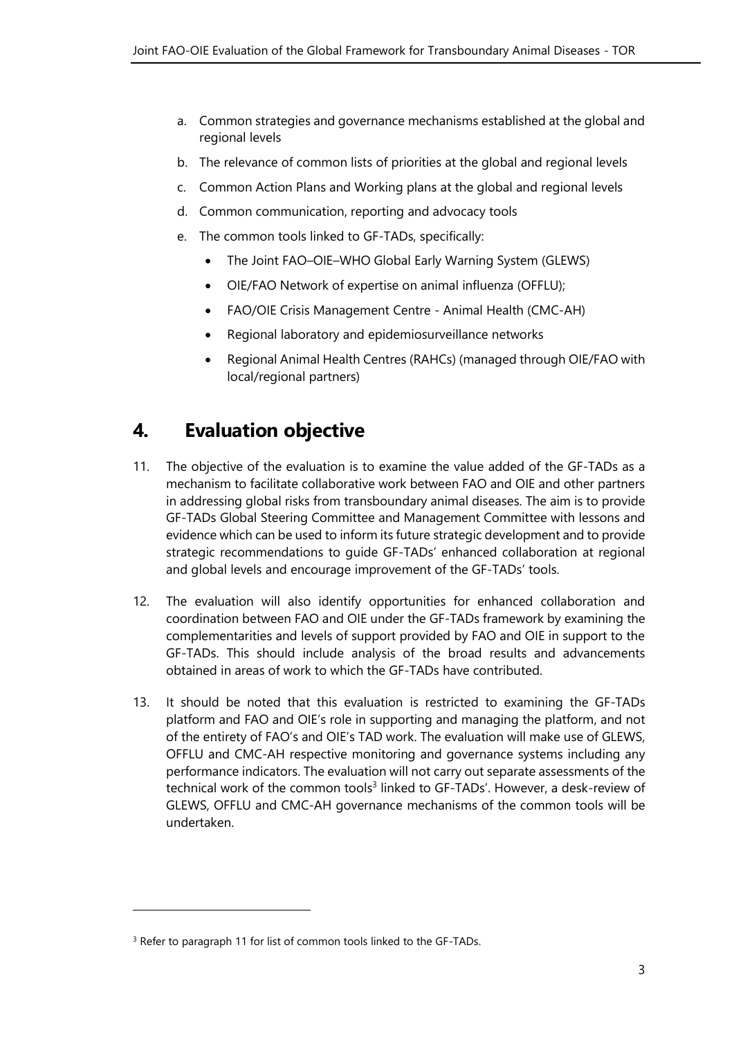a. Common strategies and governance mechanisms established at the global and regional levels

b. The relevance of common lists of priorities at the global and regional levels

c. Common Action Plans and Working plans at the global and regional levels

d. Common communication, reporting and advocacy tools

e. The common tools linked to GF-TADs, specifically:

- The Joint FAO–OIE–WHO Global Early Warning System (GLEWS)
- OIE/FAO Network of expertise on animal influenza (OFFLU);
- FAO/OIE Crisis Management Centre - Animal Health (CMC-AH)
- Regional laboratory and epidemiosurveillance networks
- Regional Animal Health Centres (RAHCs) (managed through OIE/FAO with local/regional partners)

# 4. Evaluation objective

11. The objective of the evaluation is to examine the value added of the GF-TADs as a mechanism to facilitate collaborative work between FAO and OIE and other partners in addressing global risks from transboundary animal diseases. The aim is to provide GF-TADs Global Steering Committee and Management Committee with lessons and evidence which can be used to inform its future strategic development and to provide strategic recommendations to guide GF-TADs' enhanced collaboration at regional and global levels and encourage improvement of the GF-TADs' tools.

12. The evaluation will also identify opportunities for enhanced collaboration and coordination between FAO and OIE under the GF-TADs framework by examining the complementarities and levels of support provided by FAO and OIE in support to the GF-TADs. This should include analysis of the broad results and advancements obtained in areas of work to which the GF-TADs have contributed.

13. It should be noted that this evaluation is restricted to examining the GF-TADs platform and FAO and OIE's role in supporting and managing the platform, and not of the entirety of FAO's and OIE's TAD work. The evaluation will make use of GLEWS, OFFLU and CMC-AH respective monitoring and governance systems including any performance indicators. The evaluation will not carry out separate assessments of the technical work of the common tools[3] linked to GF-TADs'. However, a desk-review of GLEWS, OFFLU and CMC-AH governance mechanisms of the common tools will be undertaken.

---

[3] Refer to paragraph 11 for list of common tools linked to the GF-TADs.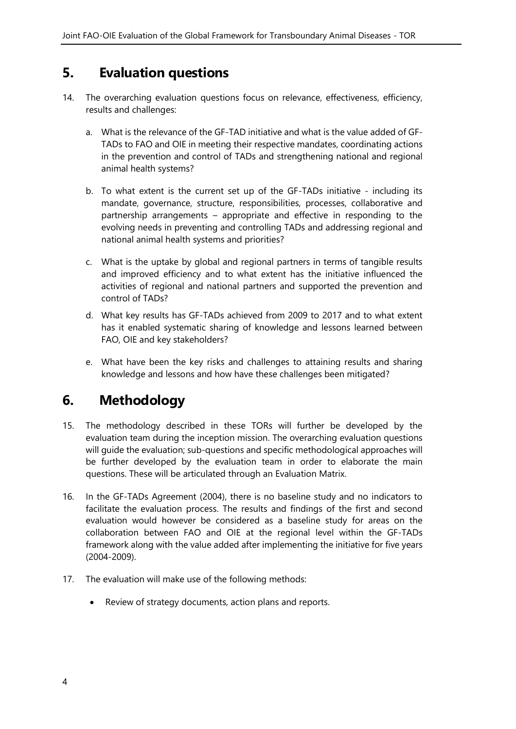## 5. Evaluation questions

14. The overarching evaluation questions focus on relevance, effectiveness, efficiency, results and challenges:

    a. What is the relevance of the GF-TAD initiative and what is the value added of GF-TADs to FAO and OIE in meeting their respective mandates, coordinating actions in the prevention and control of TADs and strengthening national and regional animal health systems?

    b. To what extent is the current set up of the GF-TADs initiative - including its mandate, governance, structure, responsibilities, processes, collaborative and partnership arrangements – appropriate and effective in responding to the evolving needs in preventing and controlling TADs and addressing regional and national animal health systems and priorities?

    c. What is the uptake by global and regional partners in terms of tangible results and improved efficiency and to what extent has the initiative influenced the activities of regional and national partners and supported the prevention and control of TADs?

    d. What key results has GF-TADs achieved from 2009 to 2017 and to what extent has it enabled systematic sharing of knowledge and lessons learned between FAO, OIE and key stakeholders?

    e. What have been the key risks and challenges to attaining results and sharing knowledge and lessons and how have these challenges been mitigated?

## 6. Methodology

15. The methodology described in these TORs will further be developed by the evaluation team during the inception mission. The overarching evaluation questions will guide the evaluation; sub-questions and specific methodological approaches will be further developed by the evaluation team in order to elaborate the main questions. These will be articulated through an Evaluation Matrix.

16. In the GF-TADs Agreement (2004), there is no baseline study and no indicators to facilitate the evaluation process. The results and findings of the first and second evaluation would however be considered as a baseline study for areas on the collaboration between FAO and OIE at the regional level within the GF-TADs framework along with the value added after implementing the initiative for five years (2004-2009).

17. The evaluation will make use of the following methods:

    - Review of strategy documents, action plans and reports.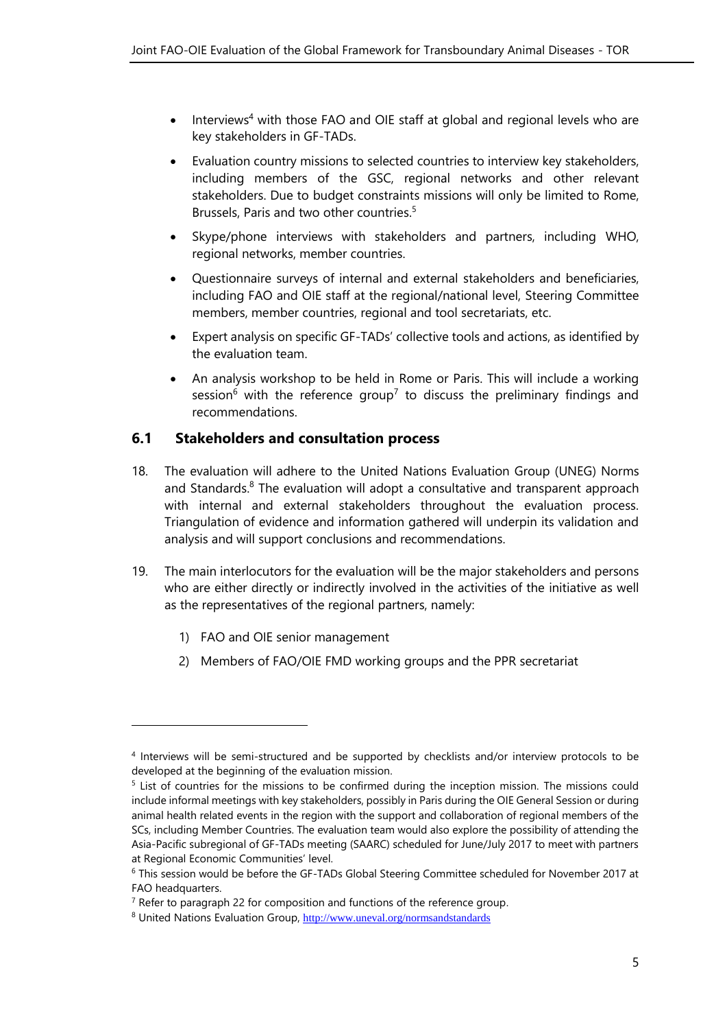- Interviews[4] with those FAO and OIE staff at global and regional levels who are key stakeholders in GF-TADs.
- Evaluation country missions to selected countries to interview key stakeholders, including members of the GSC, regional networks and other relevant stakeholders. Due to budget constraints missions will only be limited to Rome, Brussels, Paris and two other countries.[5]
- Skype/phone interviews with stakeholders and partners, including WHO, regional networks, member countries.
- Questionnaire surveys of internal and external stakeholders and beneficiaries, including FAO and OIE staff at the regional/national level, Steering Committee members, member countries, regional and tool secretariats, etc.
- Expert analysis on specific GF-TADs' collective tools and actions, as identified by the evaluation team.
- An analysis workshop to be held in Rome or Paris. This will include a working session[6] with the reference group[7] to discuss the preliminary findings and recommendations.

## 6.1 Stakeholders and consultation process

18. The evaluation will adhere to the United Nations Evaluation Group (UNEG) Norms and Standards.[8] The evaluation will adopt a consultative and transparent approach with internal and external stakeholders throughout the evaluation process. Triangulation of evidence and information gathered will underpin its validation and analysis and will support conclusions and recommendations.

19. The main interlocutors for the evaluation will be the major stakeholders and persons who are either directly or indirectly involved in the activities of the initiative as well as the representatives of the regional partners, namely:

    1) FAO and OIE senior management
    2) Members of FAO/OIE FMD working groups and the PPR secretariat

---

[4] Interviews will be semi-structured and be supported by checklists and/or interview protocols to be developed at the beginning of the evaluation mission.

[5] List of countries for the missions to be confirmed during the inception mission. The missions could include informal meetings with key stakeholders, possibly in Paris during the OIE General Session or during animal health related events in the region with the support and collaboration of regional members of the SCs, including Member Countries. The evaluation team would also explore the possibility of attending the Asia-Pacific subregional of GF-TADs meeting (SAARC) scheduled for June/July 2017 to meet with partners at Regional Economic Communities' level.

[6] This session would be before the GF-TADs Global Steering Committee scheduled for November 2017 at FAO headquarters.

[7] Refer to paragraph 22 for composition and functions of the reference group.

[8] United Nations Evaluation Group, http://www.uneval.org/normsandstandards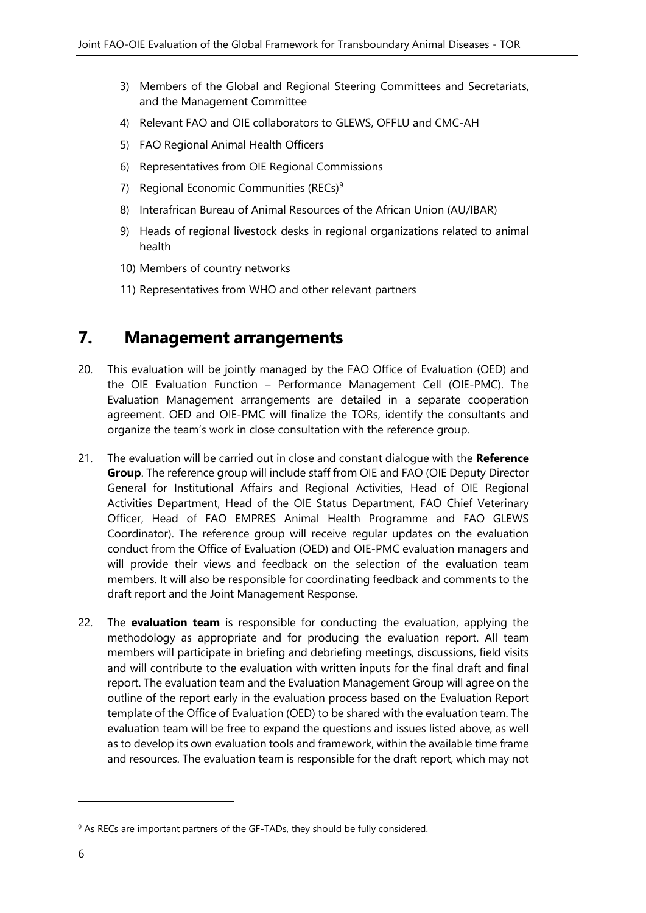3) Members of the Global and Regional Steering Committees and Secretariats, and the Management Committee
4) Relevant FAO and OIE collaborators to GLEWS, OFFLU and CMC-AH
5) FAO Regional Animal Health Officers
6) Representatives from OIE Regional Commissions
7) Regional Economic Communities (RECs)[9]
8) Interafrican Bureau of Animal Resources of the African Union (AU/IBAR)
9) Heads of regional livestock desks in regional organizations related to animal health
10) Members of country networks
11) Representatives from WHO and other relevant partners

## 7. Management arrangements

20. This evaluation will be jointly managed by the FAO Office of Evaluation (OED) and the OIE Evaluation Function – Performance Management Cell (OIE-PMC). The Evaluation Management arrangements are detailed in a separate cooperation agreement. OED and OIE-PMC will finalize the TORs, identify the consultants and organize the team's work in close consultation with the reference group.

21. The evaluation will be carried out in close and constant dialogue with the **Reference Group**. The reference group will include staff from OIE and FAO (OIE Deputy Director General for Institutional Affairs and Regional Activities, Head of OIE Regional Activities Department, Head of the OIE Status Department, FAO Chief Veterinary Officer, Head of FAO EMPRES Animal Health Programme and FAO GLEWS Coordinator). The reference group will receive regular updates on the evaluation conduct from the Office of Evaluation (OED) and OIE-PMC evaluation managers and will provide their views and feedback on the selection of the evaluation team members. It will also be responsible for coordinating feedback and comments to the draft report and the Joint Management Response.

22. The **evaluation team** is responsible for conducting the evaluation, applying the methodology as appropriate and for producing the evaluation report. All team members will participate in briefing and debriefing meetings, discussions, field visits and will contribute to the evaluation with written inputs for the final draft and final report. The evaluation team and the Evaluation Management Group will agree on the outline of the report early in the evaluation process based on the Evaluation Report template of the Office of Evaluation (OED) to be shared with the evaluation team. The evaluation team will be free to expand the questions and issues listed above, as well as to develop its own evaluation tools and framework, within the available time frame and resources. The evaluation team is responsible for the draft report, which may not

[9] As RECs are important partners of the GF-TADs, they should be fully considered.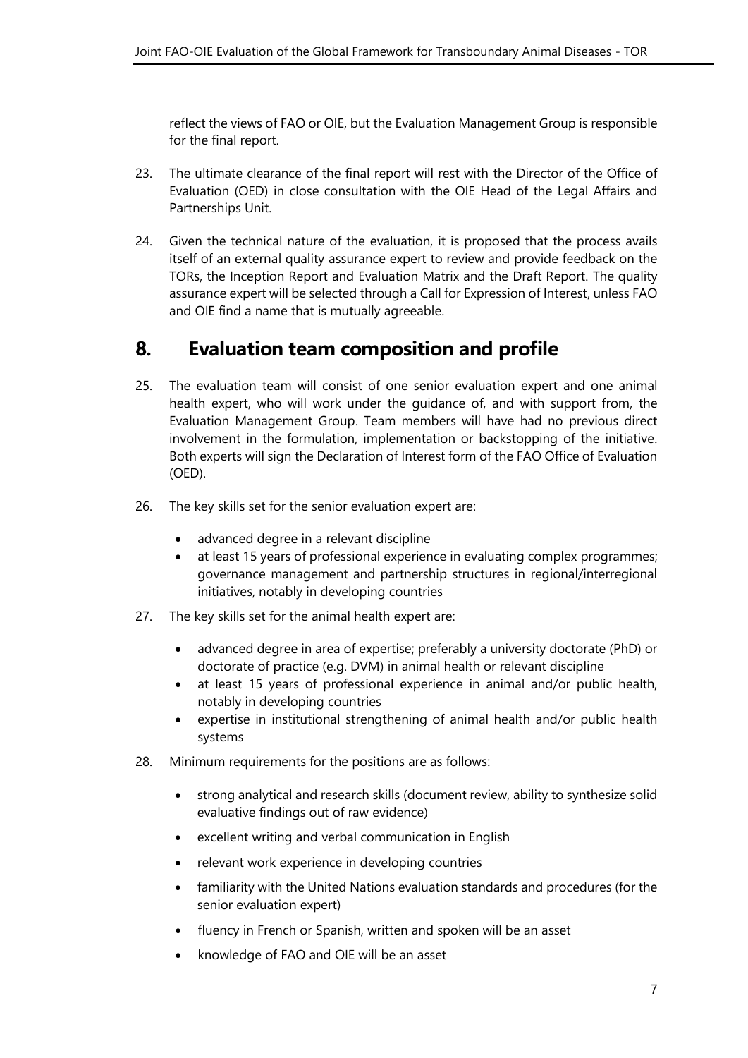reflect the views of FAO or OIE, but the Evaluation Management Group is responsible for the final report.

23. The ultimate clearance of the final report will rest with the Director of the Office of Evaluation (OED) in close consultation with the OIE Head of the Legal Affairs and Partnerships Unit.

24. Given the technical nature of the evaluation, it is proposed that the process avails itself of an external quality assurance expert to review and provide feedback on the TORs, the Inception Report and Evaluation Matrix and the Draft Report. The quality assurance expert will be selected through a Call for Expression of Interest, unless FAO and OIE find a name that is mutually agreeable.

## 8. Evaluation team composition and profile

25. The evaluation team will consist of one senior evaluation expert and one animal health expert, who will work under the guidance of, and with support from, the Evaluation Management Group. Team members will have had no previous direct involvement in the formulation, implementation or backstopping of the initiative. Both experts will sign the Declaration of Interest form of the FAO Office of Evaluation (OED).

26. The key skills set for the senior evaluation expert are:

    - advanced degree in a relevant discipline
    - at least 15 years of professional experience in evaluating complex programmes; governance management and partnership structures in regional/interregional initiatives, notably in developing countries

27. The key skills set for the animal health expert are:

    - advanced degree in area of expertise; preferably a university doctorate (PhD) or doctorate of practice (e.g. DVM) in animal health or relevant discipline
    - at least 15 years of professional experience in animal and/or public health, notably in developing countries
    - expertise in institutional strengthening of animal health and/or public health systems

28. Minimum requirements for the positions are as follows:

    - strong analytical and research skills (document review, ability to synthesize solid evaluative findings out of raw evidence)
    - excellent writing and verbal communication in English
    - relevant work experience in developing countries
    - familiarity with the United Nations evaluation standards and procedures (for the senior evaluation expert)
    - fluency in French or Spanish, written and spoken will be an asset
    - knowledge of FAO and OIE will be an asset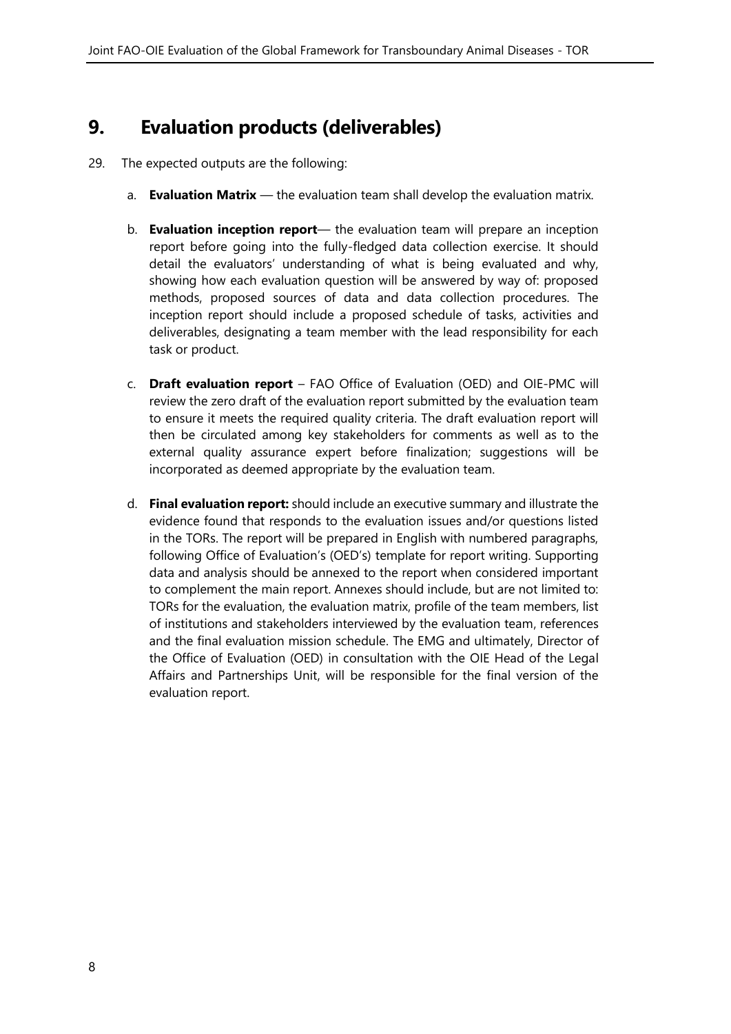# 9. Evaluation products (deliverables)

29. The expected outputs are the following:

   a. **Evaluation Matrix** — the evaluation team shall develop the evaluation matrix.

   b. **Evaluation inception report**— the evaluation team will prepare an inception report before going into the fully-fledged data collection exercise. It should detail the evaluators' understanding of what is being evaluated and why, showing how each evaluation question will be answered by way of: proposed methods, proposed sources of data and data collection procedures. The inception report should include a proposed schedule of tasks, activities and deliverables, designating a team member with the lead responsibility for each task or product.

   c. **Draft evaluation report** – FAO Office of Evaluation (OED) and OIE-PMC will review the zero draft of the evaluation report submitted by the evaluation team to ensure it meets the required quality criteria. The draft evaluation report will then be circulated among key stakeholders for comments as well as to the external quality assurance expert before finalization; suggestions will be incorporated as deemed appropriate by the evaluation team.

   d. **Final evaluation report:** should include an executive summary and illustrate the evidence found that responds to the evaluation issues and/or questions listed in the TORs. The report will be prepared in English with numbered paragraphs, following Office of Evaluation's (OED's) template for report writing. Supporting data and analysis should be annexed to the report when considered important to complement the main report. Annexes should include, but are not limited to: TORs for the evaluation, the evaluation matrix, profile of the team members, list of institutions and stakeholders interviewed by the evaluation team, references and the final evaluation mission schedule. The EMG and ultimately, Director of the Office of Evaluation (OED) in consultation with the OIE Head of the Legal Affairs and Partnerships Unit, will be responsible for the final version of the evaluation report.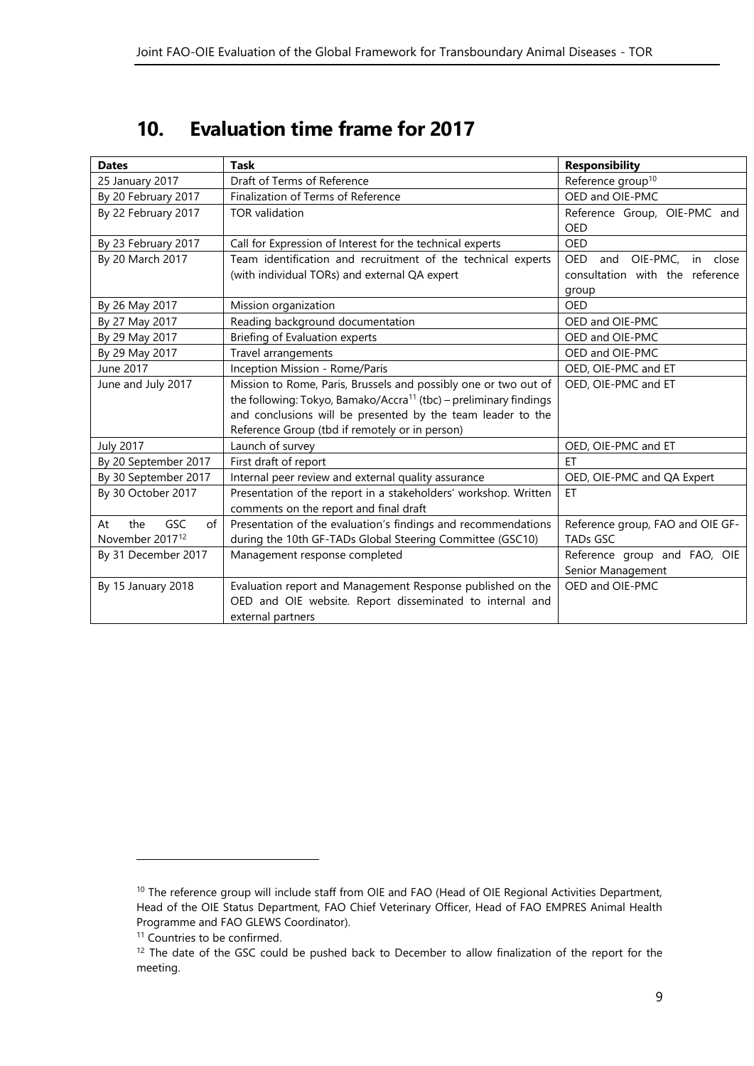## 10. Evaluation time frame for 2017

| Dates | Task | Responsibility |
|---|---|---|
| 25 January 2017 | Draft of Terms of Reference | Reference group[10] |
| By 20 February 2017 | Finalization of Terms of Reference | OED and OIE-PMC |
| By 22 February 2017 | TOR validation | Reference Group, OIE-PMC and OED |
| By 23 February 2017 | Call for Expression of Interest for the technical experts | OED |
| By 20 March 2017 | Team identification and recruitment of the technical experts (with individual TORs) and external QA expert | OED and OIE-PMC, in close consultation with the reference group |
| By 26 May 2017 | Mission organization | OED |
| By 27 May 2017 | Reading background documentation | OED and OIE-PMC |
| By 29 May 2017 | Briefing of Evaluation experts | OED and OIE-PMC |
| By 29 May 2017 | Travel arrangements | OED and OIE-PMC |
| June 2017 | Inception Mission - Rome/Paris | OED, OIE-PMC and ET |
| June and July 2017 | Mission to Rome, Paris, Brussels and possibly one or two out of the following: Tokyo, Bamako/Accra[11] (tbc) – preliminary findings and conclusions will be presented by the team leader to the Reference Group (tbd if remotely or in person) | OED, OIE-PMC and ET |
| July 2017 | Launch of survey | OED, OIE-PMC and ET |
| By 20 September 2017 | First draft of report | ET |
| By 30 September 2017 | Internal peer review and external quality assurance | OED, OIE-PMC and QA Expert |
| By 30 October 2017 | Presentation of the report in a stakeholders' workshop. Written comments on the report and final draft | ET |
| At the GSC of November 2017[12] | Presentation of the evaluation's findings and recommendations during the 10th GF-TADs Global Steering Committee (GSC10) | Reference group, FAO and OIE GF-TADs GSC |
| By 31 December 2017 | Management response completed | Reference group and FAO, OIE Senior Management |
| By 15 January 2018 | Evaluation report and Management Response published on the OED and OIE website. Report disseminated to internal and external partners | OED and OIE-PMC |

[10] The reference group will include staff from OIE and FAO (Head of OIE Regional Activities Department, Head of the OIE Status Department, FAO Chief Veterinary Officer, Head of FAO EMPRES Animal Health Programme and FAO GLEWS Coordinator).

[11] Countries to be confirmed.

[12] The date of the GSC could be pushed back to December to allow finalization of the report for the meeting.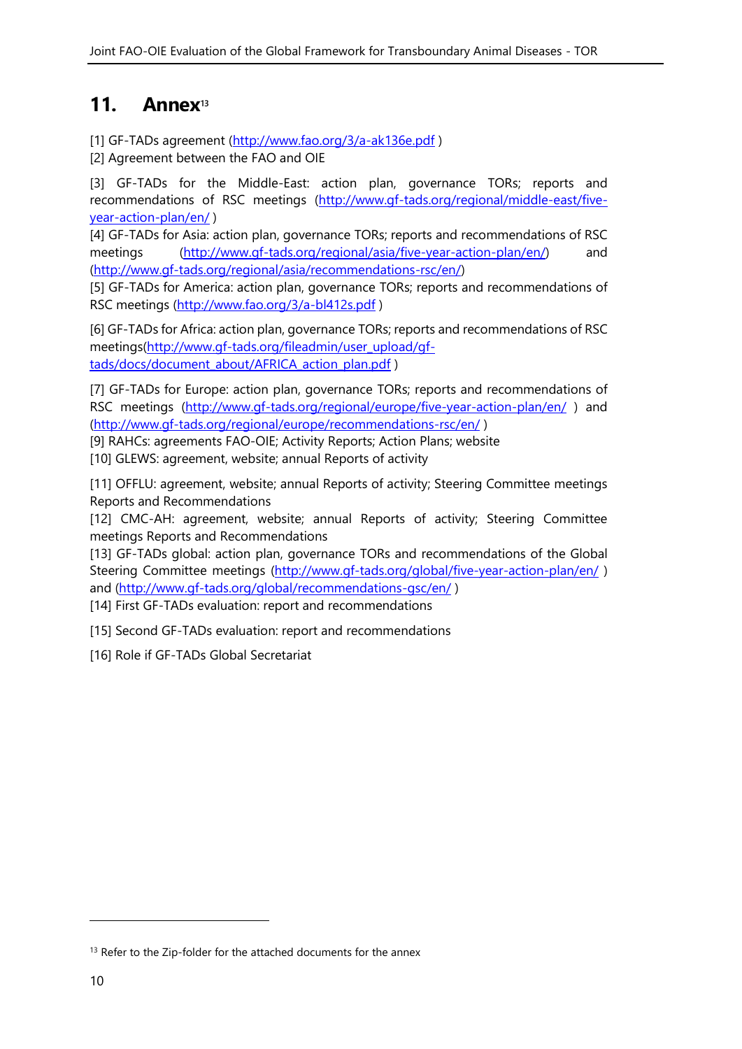# 11. Annex[13]

[1] GF-TADs agreement (http://www.fao.org/3/a-ak136e.pdf )

[2] Agreement between the FAO and OIE

[3] GF-TADs for the Middle-East: action plan, governance TORs; reports and recommendations of RSC meetings (http://www.gf-tads.org/regional/middle-east/five-year-action-plan/en/ )

[4] GF-TADs for Asia: action plan, governance TORs; reports and recommendations of RSC meetings (http://www.gf-tads.org/regional/asia/five-year-action-plan/en/) and (http://www.gf-tads.org/regional/asia/recommendations-rsc/en/)

[5] GF-TADs for America: action plan, governance TORs; reports and recommendations of RSC meetings (http://www.fao.org/3/a-bl412s.pdf )

[6] GF-TADs for Africa: action plan, governance TORs; reports and recommendations of RSC meetings(http://www.gf-tads.org/fileadmin/user_upload/gf-tads/docs/document_about/AFRICA_action_plan.pdf )

[7] GF-TADs for Europe: action plan, governance TORs; reports and recommendations of RSC meetings (http://www.gf-tads.org/regional/europe/five-year-action-plan/en/ ) and (http://www.gf-tads.org/regional/europe/recommendations-rsc/en/ )

[9] RAHCs: agreements FAO-OIE; Activity Reports; Action Plans; website

[10] GLEWS: agreement, website; annual Reports of activity

[11] OFFLU: agreement, website; annual Reports of activity; Steering Committee meetings Reports and Recommendations

[12] CMC-AH: agreement, website; annual Reports of activity; Steering Committee meetings Reports and Recommendations

[13] GF-TADs global: action plan, governance TORs and recommendations of the Global Steering Committee meetings (http://www.gf-tads.org/global/five-year-action-plan/en/ ) and (http://www.gf-tads.org/global/recommendations-gsc/en/ )

[14] First GF-TADs evaluation: report and recommendations

[15] Second GF-TADs evaluation: report and recommendations

[16] Role if GF-TADs Global Secretariat

---

[13] Refer to the Zip-folder for the attached documents for the annex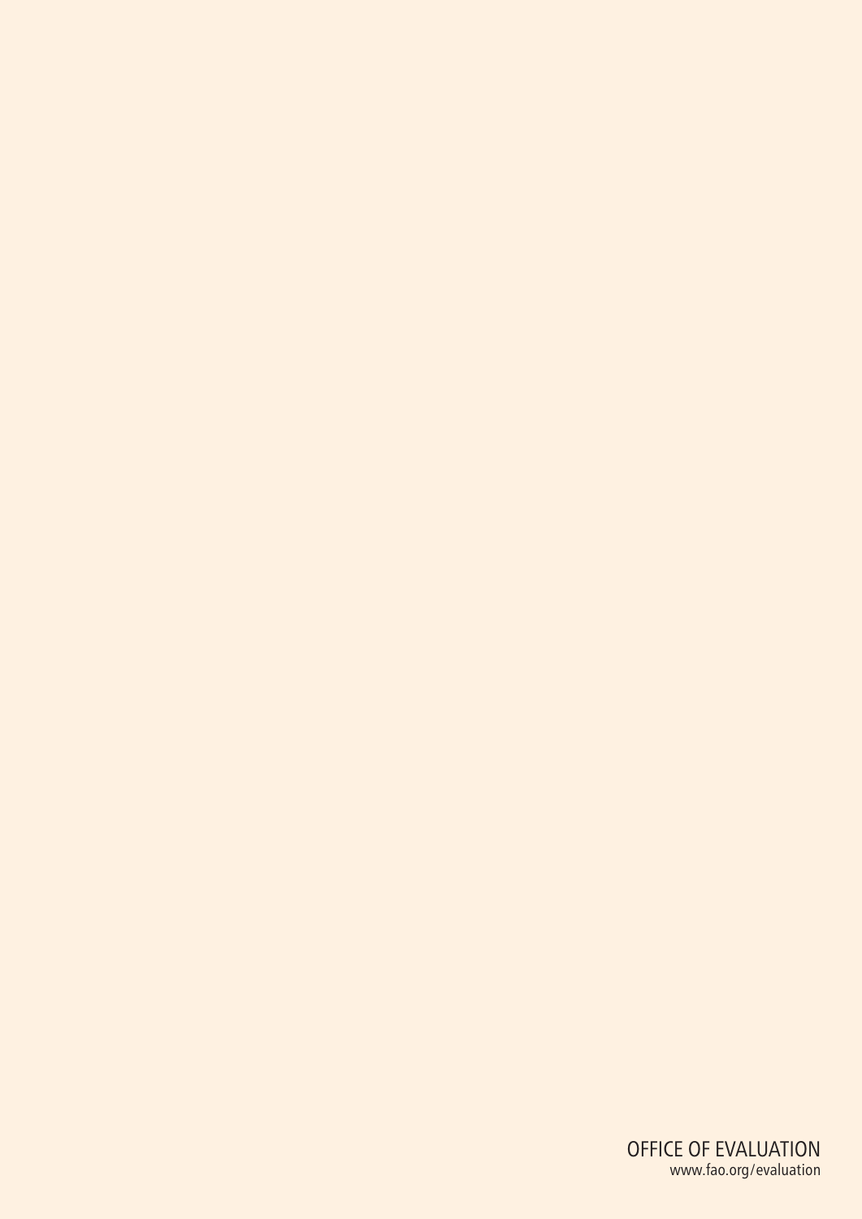OFFICE OF EVALUATION
www.fao.org/evaluation